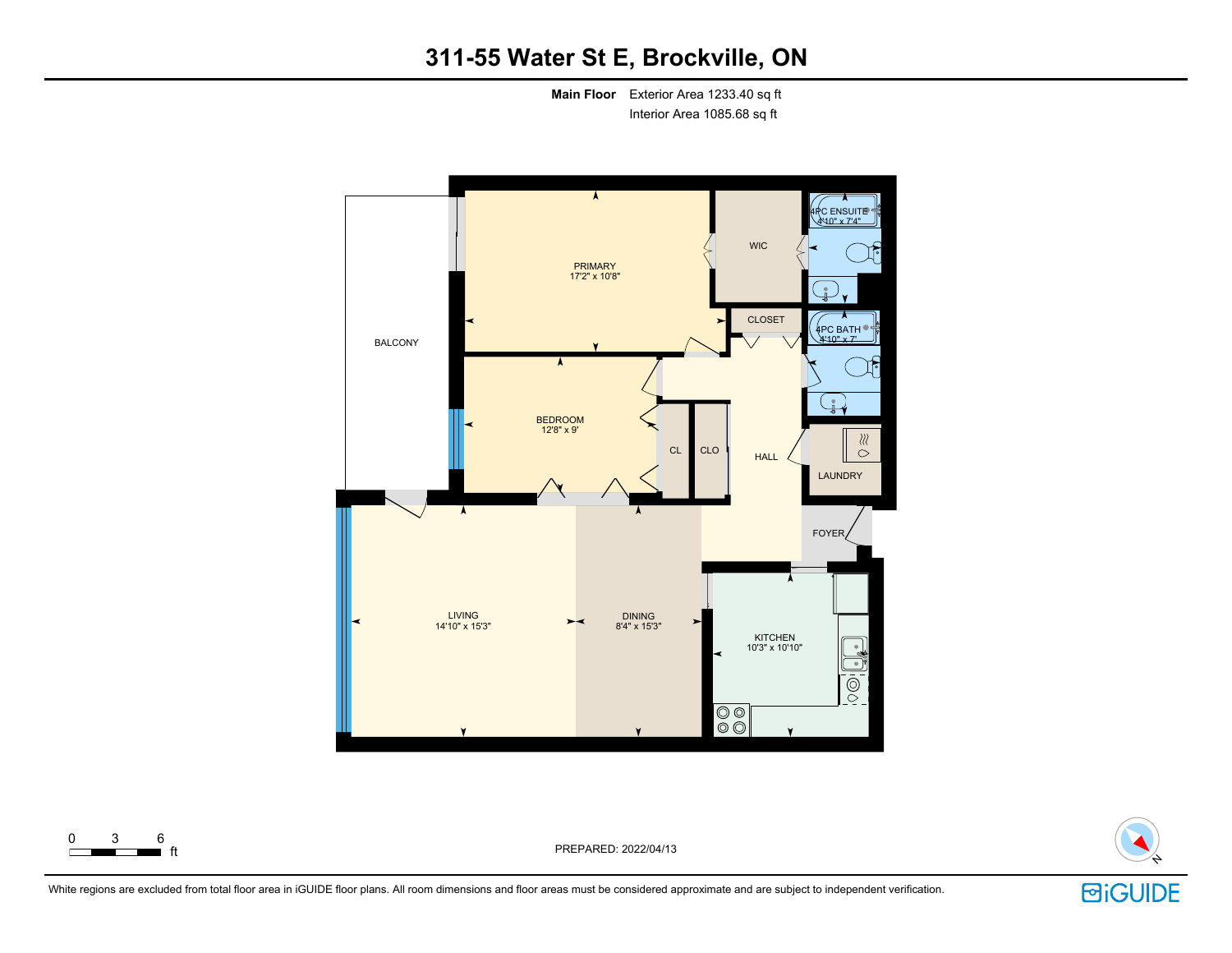# 311-55 Water St E, Brockville, ON

**Main Floor** Exterior Area 1233.40 sq ft
Interior Area 1085.68 sq ft

BALCONY

PRIMARY
17'2" x 10'8"

WIC

4PC ENSUITE
4'10" x 7'4"

CLOSET

4PC BATH
4'10" x 7'

BEDROOM
12'8" x 9'

CL

CLO

HALL

LAUNDRY

FOYER

LIVING
14'10" x 15'3"

DINING
8'4" x 15'3"

KITCHEN
10'3" x 10'10"

0 3 6 ft

PREPARED: 2022/04/13

N

White regions are excluded from total floor area in iGUIDE floor plans. All room dimensions and floor areas must be considered approximate and are subject to independent verification.

iGUIDE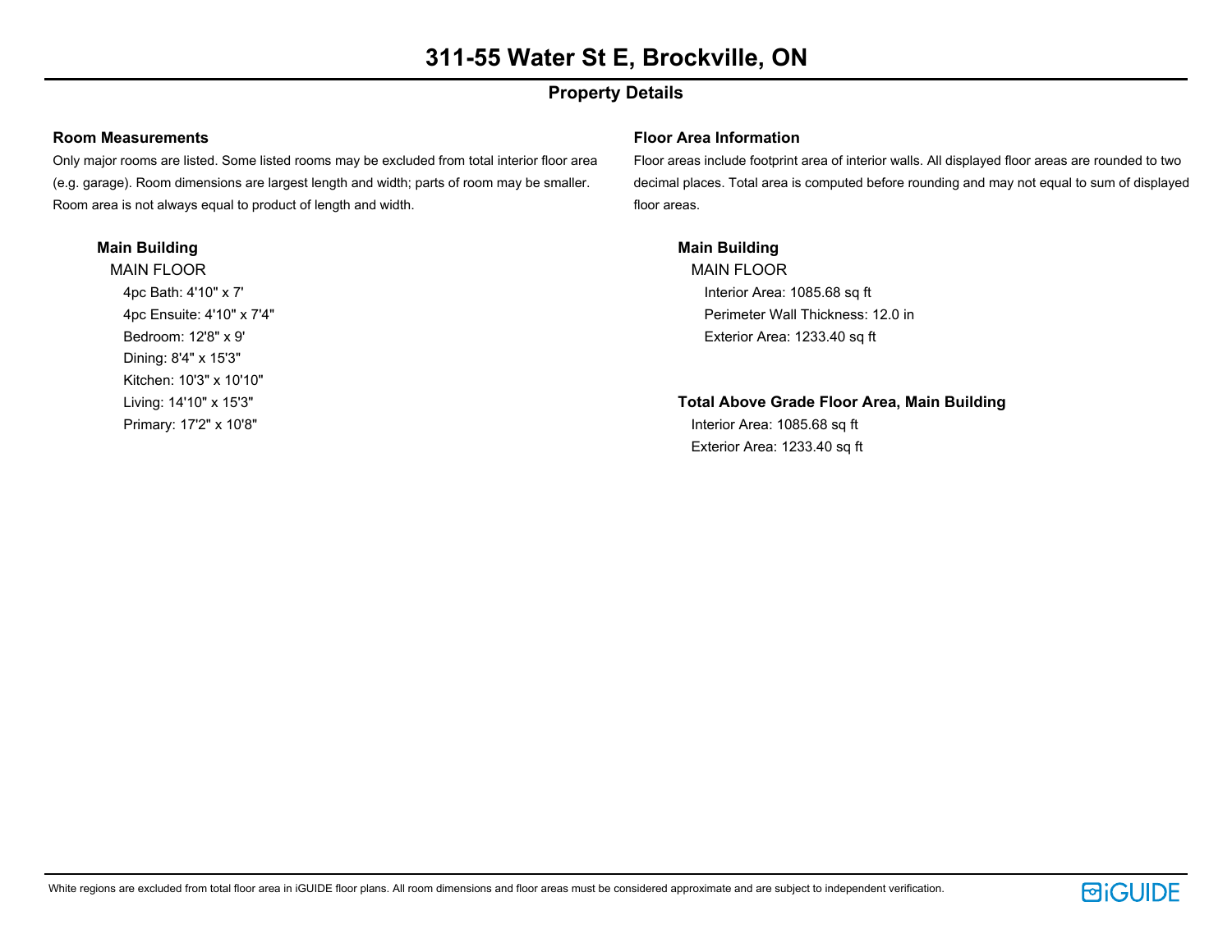# 311-55 Water St E, Brockville, ON

## Property Details

### Room Measurements

Only major rooms are listed. Some listed rooms may be excluded from total interior floor area (e.g. garage). Room dimensions are largest length and width; parts of room may be smaller. Room area is not always equal to product of length and width.

**Main Building**

MAIN FLOOR

- 4pc Bath: 4'10" x 7'
- 4pc Ensuite: 4'10" x 7'4"
- Bedroom: 12'8" x 9'
- Dining: 8'4" x 15'3"
- Kitchen: 10'3" x 10'10"
- Living: 14'10" x 15'3"
- Primary: 17'2" x 10'8"

### Floor Area Information

Floor areas include footprint area of interior walls. All displayed floor areas are rounded to two decimal places. Total area is computed before rounding and may not equal to sum of displayed floor areas.

**Main Building**

MAIN FLOOR

- Interior Area: 1085.68 sq ft
- Perimeter Wall Thickness: 12.0 in
- Exterior Area: 1233.40 sq ft

**Total Above Grade Floor Area, Main Building**

- Interior Area: 1085.68 sq ft
- Exterior Area: 1233.40 sq ft

White regions are excluded from total floor area in iGUIDE floor plans. All room dimensions and floor areas must be considered approximate and are subject to independent verification.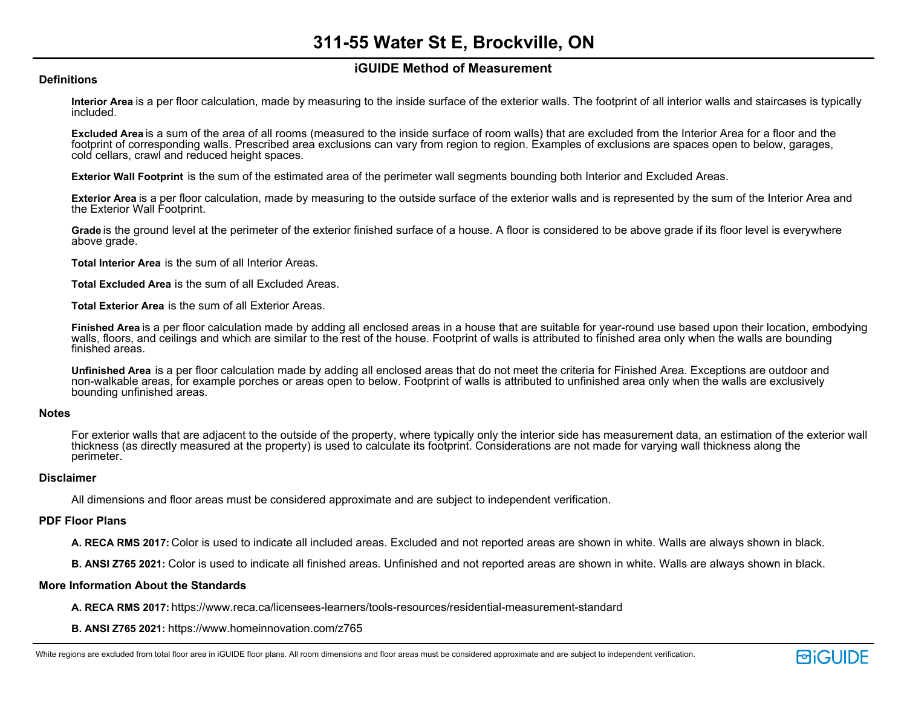# 311-55 Water St E, Brockville, ON

## iGUIDE Method of Measurement

### Definitions

**Interior Area** is a per floor calculation, made by measuring to the inside surface of the exterior walls. The footprint of all interior walls and staircases is typically included.

**Excluded Area** is a sum of the area of all rooms (measured to the inside surface of room walls) that are excluded from the Interior Area for a floor and the footprint of corresponding walls. Prescribed area exclusions can vary from region to region. Examples of exclusions are spaces open to below, garages, cold cellars, crawl and reduced height spaces.

**Exterior Wall Footprint** is the sum of the estimated area of the perimeter wall segments bounding both Interior and Excluded Areas.

**Exterior Area** is a per floor calculation, made by measuring to the outside surface of the exterior walls and is represented by the sum of the Interior Area and the Exterior Wall Footprint.

**Grade** is the ground level at the perimeter of the exterior finished surface of a house. A floor is considered to be above grade if its floor level is everywhere above grade.

**Total Interior Area** is the sum of all Interior Areas.

**Total Excluded Area** is the sum of all Excluded Areas.

**Total Exterior Area** is the sum of all Exterior Areas.

**Finished Area** is a per floor calculation made by adding all enclosed areas in a house that are suitable for year-round use based upon their location, embodying walls, floors, and ceilings and which are similar to the rest of the house. Footprint of walls is attributed to finished area only when the walls are bounding finished areas.

**Unfinished Area** is a per floor calculation made by adding all enclosed areas that do not meet the criteria for Finished Area. Exceptions are outdoor and non-walkable areas, for example porches or areas open to below. Footprint of walls is attributed to unfinished area only when the walls are exclusively bounding unfinished areas.

### Notes

For exterior walls that are adjacent to the outside of the property, where typically only the interior side has measurement data, an estimation of the exterior wall thickness (as directly measured at the property) is used to calculate its footprint. Considerations are not made for varying wall thickness along the perimeter.

### Disclaimer

All dimensions and floor areas must be considered approximate and are subject to independent verification.

### PDF Floor Plans

**A. RECA RMS 2017:** Color is used to indicate all included areas. Excluded and not reported areas are shown in white. Walls are always shown in black.

**B. ANSI Z765 2021:** Color is used to indicate all finished areas. Unfinished and not reported areas are shown in white. Walls are always shown in black.

### More Information About the Standards

**A. RECA RMS 2017:** https://www.reca.ca/licensees-learners/tools-resources/residential-measurement-standard

**B. ANSI Z765 2021:** https://www.homeinnovation.com/z765